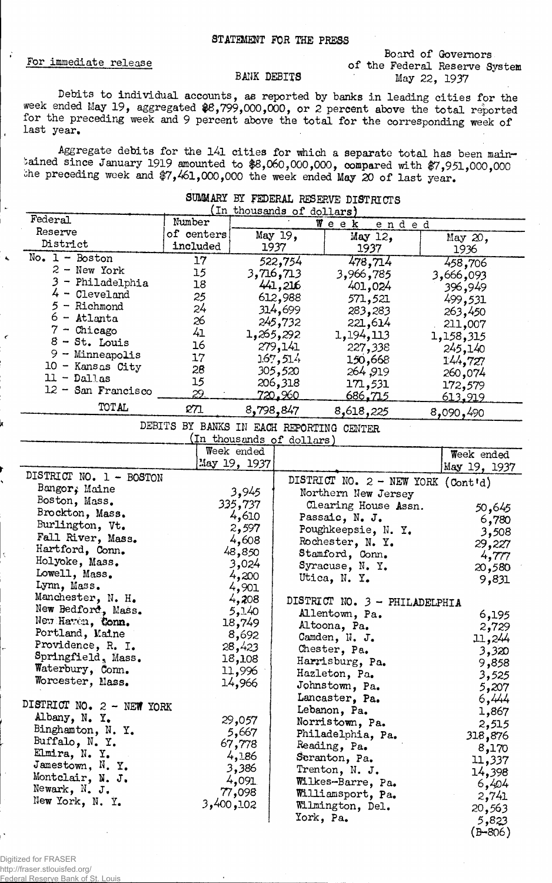STATEMENT FOR THE PRESS

For immediate release

BANK DEBITS

Board of Governors
of the Federal Reserve System
May 22, 1937

Debits to individual accounts, as reported by banks in leading cities for the week ended May 19, aggregated $8,799,000,000, or 2 percent above the total reported for the preceding week and 9 percent above the total for the corresponding week of last year.

Aggregate debits for the 141 cities for which a separate total has been maintained since January 1919 amounted to $8,060,000,000, compared with $7,951,000,000 the preceding week and $7,461,000,000 the week ended May 20 of last year.

## SUMMARY BY FEDERAL RESERVE DISTRICTS

(In thousands of dollars)

| Federal Reserve District | Number of centers included | Week ended May 19, 1937 | Week ended May 12, 1937 | Week ended May 20, 1936 |
|---|---|---|---|---|
| No. 1 - Boston | 17 | 522,754 | 478,714 | 458,706 |
| 2 - New York | 15 | 3,716,713 | 3,966,785 | 3,666,093 |
| 3 - Philadelphia | 18 | 441,216 | 401,024 | 396,949 |
| 4 - Cleveland | 25 | 612,988 | 571,521 | 499,531 |
| 5 - Richmond | 24 | 314,699 | 283,283 | 263,450 |
| 6 - Atlanta | 26 | 245,732 | 221,614 | 211,007 |
| 7 - Chicago | 41 | 1,265,292 | 1,194,113 | 1,158,315 |
| 8 - St. Louis | 16 | 279,141 | 227,338 | 245,140 |
| 9 - Minneapolis | 17 | 167,514 | 150,668 | 144,727 |
| 10 - Kansas City | 28 | 305,520 | 264,919 | 260,074 |
| 11 - Dallas | 15 | 206,318 | 171,531 | 172,579 |
| 12 - San Francisco | 29 | 720,960 | 686,715 | 613,919 |
| TOTAL | 271 | 8,798,847 | 8,618,225 | 8,090,490 |

## DEBITS BY BANKS IN EACH REPORTING CENTER

(In thousands of dollars)

| | Week ended May 19, 1937 |
|---|---|
| **DISTRICT NO. 1 - BOSTON** | |
| Bangor, Maine | 3,945 |
| Boston, Mass. | 335,737 |
| Brockton, Mass. | 4,610 |
| Burlington, Vt. | 2,597 |
| Fall River, Mass. | 4,608 |
| Hartford, Conn. | 48,850 |
| Holyoke, Mass. | 3,024 |
| Lowell, Mass. | 4,200 |
| Lynn, Mass. | 4,901 |
| Manchester, N. H. | 4,208 |
| New Bedford, Mass. | 5,140 |
| New Haven, Conn. | 18,749 |
| Portland, Maine | 8,692 |
| Providence, R. I. | 28,423 |
| Springfield, Mass. | 18,108 |
| Waterbury, Conn. | 11,996 |
| Worcester, Mass. | 14,966 |
| **DISTRICT NO. 2 - NEW YORK** | |
| Albany, N. Y. | 29,057 |
| Binghamton, N. Y. | 5,667 |
| Buffalo, N. Y. | 67,778 |
| Elmira, N. Y. | 4,186 |
| Jamestown, N. Y. | 3,386 |
| Montclair, N. J. | 4,091 |
| Newark, N. J. | 77,098 |
| New York, N. Y. | 3,400,102 |
| **DISTRICT NO. 2 - NEW YORK (Cont'd)** | |
| Northern New Jersey Clearing House Assn. | 50,645 |
| Passaic, N. J. | 6,780 |
| Poughkeepsie, N. Y. | 3,508 |
| Rochester, N. Y. | 29,227 |
| Stamford, Conn. | 4,777 |
| Syracuse, N. Y. | 20,580 |
| Utica, N. Y. | 9,831 |
| **DISTRICT NO. 3 - PHILADELPHIA** | |
| Allentown, Pa. | 6,195 |
| Altoona, Pa. | 2,729 |
| Camden, N. J. | 11,244 |
| Chester, Pa. | 3,320 |
| Harrisburg, Pa. | 9,858 |
| Hazleton, Pa. | 3,525 |
| Johnstown, Pa. | 5,207 |
| Lancaster, Pa. | 6,444 |
| Lebanon, Pa. | 1,867 |
| Norristown, Pa. | 2,515 |
| Philadelphia, Pa. | 318,876 |
| Reading, Pa. | 8,170 |
| Scranton, Pa. | 11,337 |
| Trenton, N. J. | 14,398 |
| Wilkes-Barre, Pa. | 6,404 |
| Williamsport, Pa. | 2,741 |
| Wilmington, Del. | 20,563 |
| York, Pa. | 5,823 |

(B-806)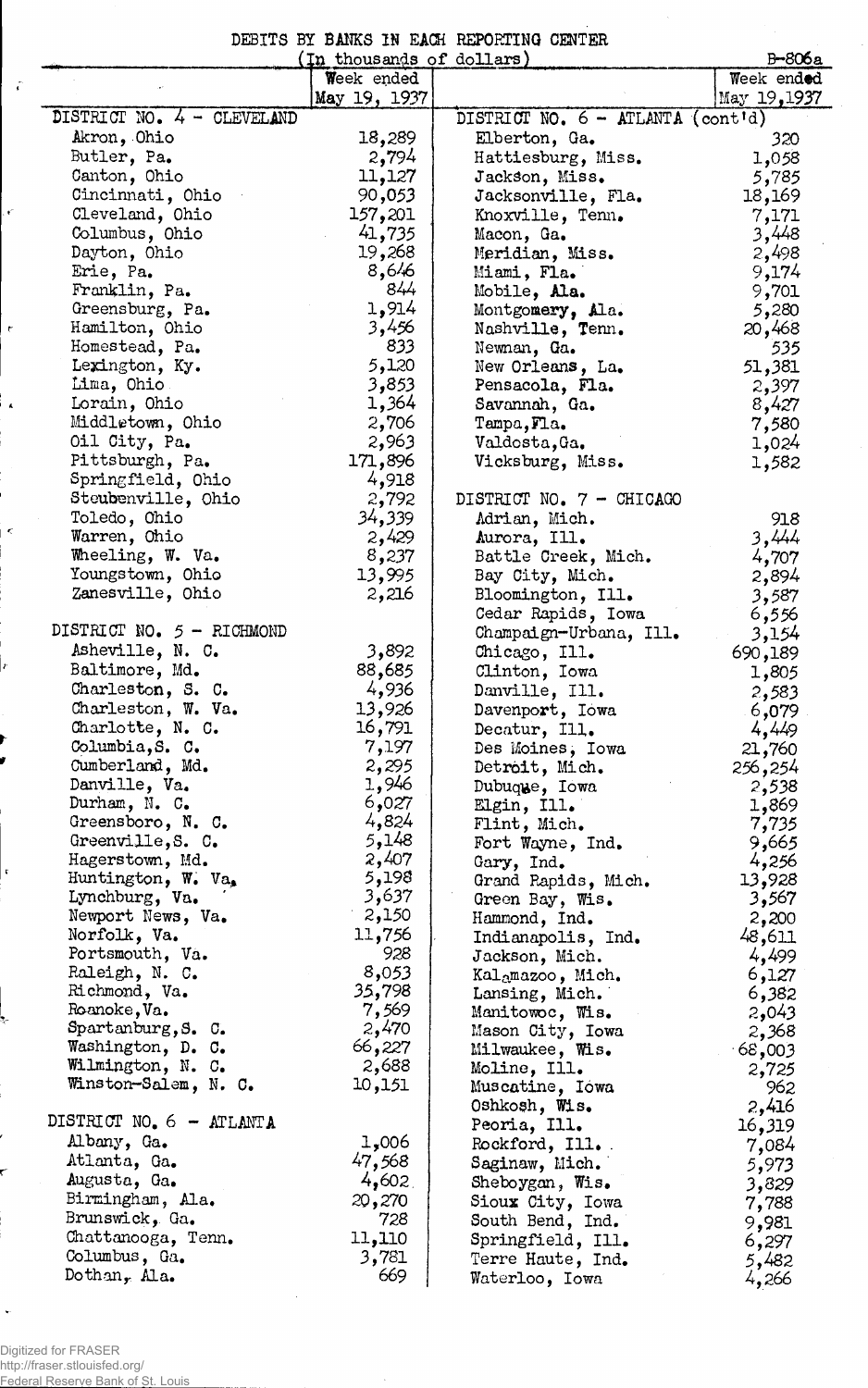# DEBITS BY BANKS IN EACH REPORTING CENTER

(In thousands of dollars)

B-806a

| | Week ended May 19, 1937 |
|---|---|
| **DISTRICT NO. 4 - CLEVELAND** | |
| Akron, Ohio | 18,289 |
| Butler, Pa. | 2,794 |
| Canton, Ohio | 11,127 |
| Cincinnati, Ohio | 90,053 |
| Cleveland, Ohio | 157,201 |
| Columbus, Ohio | 41,735 |
| Dayton, Ohio | 19,268 |
| Erie, Pa. | 8,646 |
| Franklin, Pa. | 844 |
| Greensburg, Pa. | 1,914 |
| Hamilton, Ohio | 3,456 |
| Homestead, Pa. | 833 |
| Lexington, Ky. | 5,120 |
| Lima, Ohio | 3,853 |
| Lorain, Ohio | 1,364 |
| Middletown, Ohio | 2,706 |
| Oil City, Pa. | 2,963 |
| Pittsburgh, Pa. | 171,896 |
| Springfield, Ohio | 4,918 |
| Steubenville, Ohio | 2,792 |
| Toledo, Ohio | 34,339 |
| Warren, Ohio | 2,429 |
| Wheeling, W. Va. | 8,237 |
| Youngstown, Ohio | 13,995 |
| Zanesville, Ohio | 2,216 |
| **DISTRICT NO. 5 - RICHMOND** | |
| Asheville, N. C. | 3,892 |
| Baltimore, Md. | 88,685 |
| Charleston, S. C. | 4,936 |
| Charleston, W. Va. | 13,926 |
| Charlotte, N. C. | 16,791 |
| Columbia, S. C. | 7,197 |
| Cumberland, Md. | 2,295 |
| Danville, Va. | 1,946 |
| Durham, N. C. | 6,027 |
| Greensboro, N. C. | 4,824 |
| Greenville, S. C. | 5,148 |
| Hagerstown, Md. | 2,407 |
| Huntington, W. Va. | 5,198 |
| Lynchburg, Va. | 3,637 |
| Newport News, Va. | 2,150 |
| Norfolk, Va. | 11,756 |
| Portsmouth, Va. | 928 |
| Raleigh, N. C. | 8,053 |
| Richmond, Va. | 35,798 |
| Roanoke, Va. | 7,569 |
| Spartanburg, S. C. | 2,470 |
| Washington, D. C. | 66,227 |
| Wilmington, N. C. | 2,688 |
| Winston-Salem, N. C. | 10,151 |
| **DISTRICT NO. 6 - ATLANTA** | |
| Albany, Ga. | 1,006 |
| Atlanta, Ga. | 47,568 |
| Augusta, Ga. | 4,602 |
| Birmingham, Ala. | 20,270 |
| Brunswick, Ga. | 728 |
| Chattanooga, Tenn. | 11,110 |
| Columbus, Ga. | 3,781 |
| Dothan, Ala. | 669 |
| **DISTRICT NO. 6 - ATLANTA (cont'd)** | |
| Elberton, Ga. | 320 |
| Hattiesburg, Miss. | 1,058 |
| Jackson, Miss. | 5,785 |
| Jacksonville, Fla. | 18,169 |
| Knoxville, Tenn. | 7,171 |
| Macon, Ga. | 3,448 |
| Meridian, Miss. | 2,498 |
| Miami, Fla. | 9,174 |
| Mobile, Ala. | 9,701 |
| Montgomery, Ala. | 5,280 |
| Nashville, Tenn. | 20,468 |
| Newnan, Ga. | 535 |
| New Orleans, La. | 51,381 |
| Pensacola, Fla. | 2,397 |
| Savannah, Ga. | 8,427 |
| Tampa, Fla. | 7,580 |
| Valdosta, Ga. | 1,024 |
| Vicksburg, Miss. | 1,582 |
| **DISTRICT NO. 7 - CHICAGO** | |
| Adrian, Mich. | 918 |
| Aurora, Ill. | 3,444 |
| Battle Creek, Mich. | 4,707 |
| Bay City, Mich. | 2,894 |
| Bloomington, Ill. | 3,587 |
| Cedar Rapids, Iowa | 6,556 |
| Champaign-Urbana, Ill. | 3,154 |
| Chicago, Ill. | 690,189 |
| Clinton, Iowa | 1,805 |
| Danville, Ill. | 2,583 |
| Davenport, Iowa | 6,079 |
| Decatur, Ill. | 4,449 |
| Des Moines, Iowa | 21,760 |
| Detroit, Mich. | 256,254 |
| Dubuque, Iowa | 2,538 |
| Elgin, Ill. | 1,869 |
| Flint, Mich. | 7,735 |
| Fort Wayne, Ind. | 9,665 |
| Gary, Ind. | 4,256 |
| Grand Rapids, Mich. | 13,928 |
| Green Bay, Wis. | 3,567 |
| Hammond, Ind. | 2,200 |
| Indianapolis, Ind. | 48,611 |
| Jackson, Mich. | 4,499 |
| Kalamazoo, Mich. | 6,127 |
| Lansing, Mich. | 6,382 |
| Manitowoc, Wis. | 2,043 |
| Mason City, Iowa | 2,368 |
| Milwaukee, Wis. | 68,003 |
| Moline, Ill. | 2,725 |
| Muscatine, Iowa | 962 |
| Oshkosh, Wis. | 2,416 |
| Peoria, Ill. | 16,319 |
| Rockford, Ill. | 7,084 |
| Saginaw, Mich. | 5,973 |
| Sheboygan, Wis. | 3,829 |
| Sioux City, Iowa | 7,788 |
| South Bend, Ind. | 9,981 |
| Springfield, Ill. | 6,297 |
| Terre Haute, Ind. | 5,482 |
| Waterloo, Iowa | 4,266 |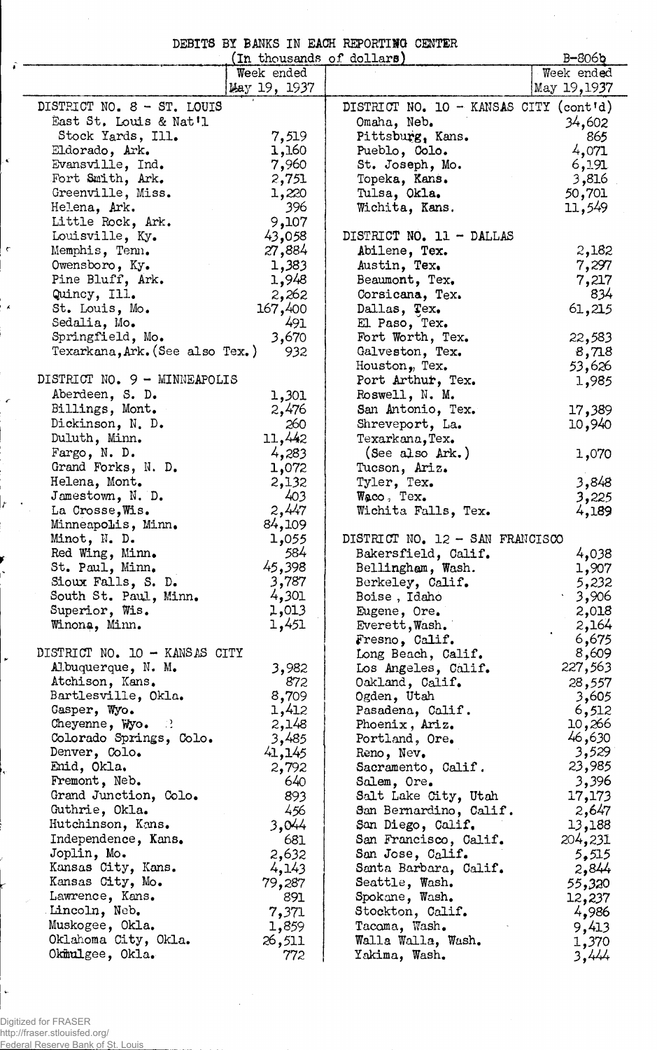DEBITS BY BANKS IN EACH REPORTING CENTER

(In thousands of dollars)

B-806b

| | Week ended May 19, 1937 |
|---|---|
| **DISTRICT NO. 8 - ST. LOUIS** | |
| East St. Louis & Nat'l Stock Yards, Ill. | 7,519 |
| Eldorado, Ark. | 1,160 |
| Evansville, Ind. | 7,960 |
| Fort Smith, Ark. | 2,751 |
| Greenville, Miss. | 1,220 |
| Helena, Ark. | 396 |
| Little Rock, Ark. | 9,107 |
| Louisville, Ky. | 43,058 |
| Memphis, Tenn. | 27,884 |
| Owensboro, Ky. | 1,383 |
| Pine Bluff, Ark. | 1,948 |
| Quincy, Ill. | 2,262 |
| St. Louis, Mo. | 167,400 |
| Sedalia, Mo. | 491 |
| Springfield, Mo. | 3,670 |
| Texarkana, Ark. (See also Tex.) | 932 |
| **DISTRICT NO. 9 - MINNEAPOLIS** | |
| Aberdeen, S. D. | 1,301 |
| Billings, Mont. | 2,476 |
| Dickinson, N. D. | 260 |
| Duluth, Minn. | 11,442 |
| Fargo, N. D. | 4,283 |
| Grand Forks, N. D. | 1,072 |
| Helena, Mont. | 2,132 |
| Jamestown, N. D. | 403 |
| La Crosse, Wis. | 2,447 |
| Minneapolis, Minn. | 84,109 |
| Minot, N. D. | 1,055 |
| Red Wing, Minn. | 584 |
| St. Paul, Minn. | 45,398 |
| Sioux Falls, S. D. | 3,787 |
| South St. Paul, Minn. | 4,301 |
| Superior, Wis. | 1,013 |
| Winona, Minn. | 1,451 |
| **DISTRICT NO. 10 - KANSAS CITY** | |
| Albuquerque, N. M. | 3,982 |
| Atchison, Kans. | 872 |
| Bartlesville, Okla. | 8,709 |
| Casper, Wyo. | 1,412 |
| Cheyenne, Wyo. | 2,148 |
| Colorado Springs, Colo. | 3,485 |
| Denver, Colo. | 41,145 |
| Enid, Okla. | 2,792 |
| Fremont, Neb. | 640 |
| Grand Junction, Colo. | 893 |
| Guthrie, Okla. | 456 |
| Hutchinson, Kans. | 3,044 |
| Independence, Kans. | 681 |
| Joplin, Mo. | 2,632 |
| Kansas City, Kans. | 4,143 |
| Kansas City, Mo. | 79,287 |
| Lawrence, Kans. | 891 |
| Lincoln, Neb. | 7,371 |
| Muskogee, Okla. | 1,859 |
| Oklahoma City, Okla. | 26,511 |
| Okmulgee, Okla. | 772 |
| **DISTRICT NO. 10 - KANSAS CITY (cont'd)** | |
| Omaha, Neb. | 34,602 |
| Pittsburg, Kans. | 865 |
| Pueblo, Colo. | 4,071 |
| St. Joseph, Mo. | 6,191 |
| Topeka, Kans. | 3,816 |
| Tulsa, Okla. | 50,701 |
| Wichita, Kans. | 11,549 |
| **DISTRICT NO. 11 - DALLAS** | |
| Abilene, Tex. | 2,182 |
| Austin, Tex. | 7,297 |
| Beaumont, Tex. | 7,217 |
| Corsicana, Tex. | 834 |
| Dallas, Tex. | 61,215 |
| El Paso, Tex. | |
| Fort Worth, Tex. | 22,583 |
| Galveston, Tex. | 8,718 |
| Houston, Tex. | 53,626 |
| Port Arthur, Tex. | 1,985 |
| Roswell, N. M. | |
| San Antonio, Tex. | 17,389 |
| Shreveport, La. | 10,940 |
| Texarkana, Tex. (See also Ark.) | 1,070 |
| Tucson, Ariz. | |
| Tyler, Tex. | 3,848 |
| Waco, Tex. | 3,225 |
| Wichita Falls, Tex. | 4,189 |
| **DISTRICT NO. 12 - SAN FRANCISCO** | |
| Bakersfield, Calif. | 4,038 |
| Bellingham, Wash. | 1,907 |
| Berkeley, Calif. | 5,232 |
| Boise, Idaho | 3,906 |
| Eugene, Ore. | 2,018 |
| Everett, Wash. | 2,164 |
| Fresno, Calif. | 6,675 |
| Long Beach, Calif. | 8,609 |
| Los Angeles, Calif. | 227,563 |
| Oakland, Calif. | 28,557 |
| Ogden, Utah | 3,605 |
| Pasadena, Calif. | 6,512 |
| Phoenix, Ariz. | 10,266 |
| Portland, Ore. | 46,630 |
| Reno, Nev. | 3,529 |
| Sacramento, Calif. | 23,985 |
| Salem, Ore. | 3,396 |
| Salt Lake City, Utah | 17,173 |
| San Bernardino, Calif. | 2,647 |
| San Diego, Calif. | 13,188 |
| San Francisco, Calif. | 204,231 |
| San Jose, Calif. | 5,515 |
| Santa Barbara, Calif. | 2,844 |
| Seattle, Wash. | 55,320 |
| Spokane, Wash. | 12,237 |
| Stockton, Calif. | 4,986 |
| Tacoma, Wash. | 9,413 |
| Walla Walla, Wash. | 1,370 |
| Yakima, Wash. | 3,444 |